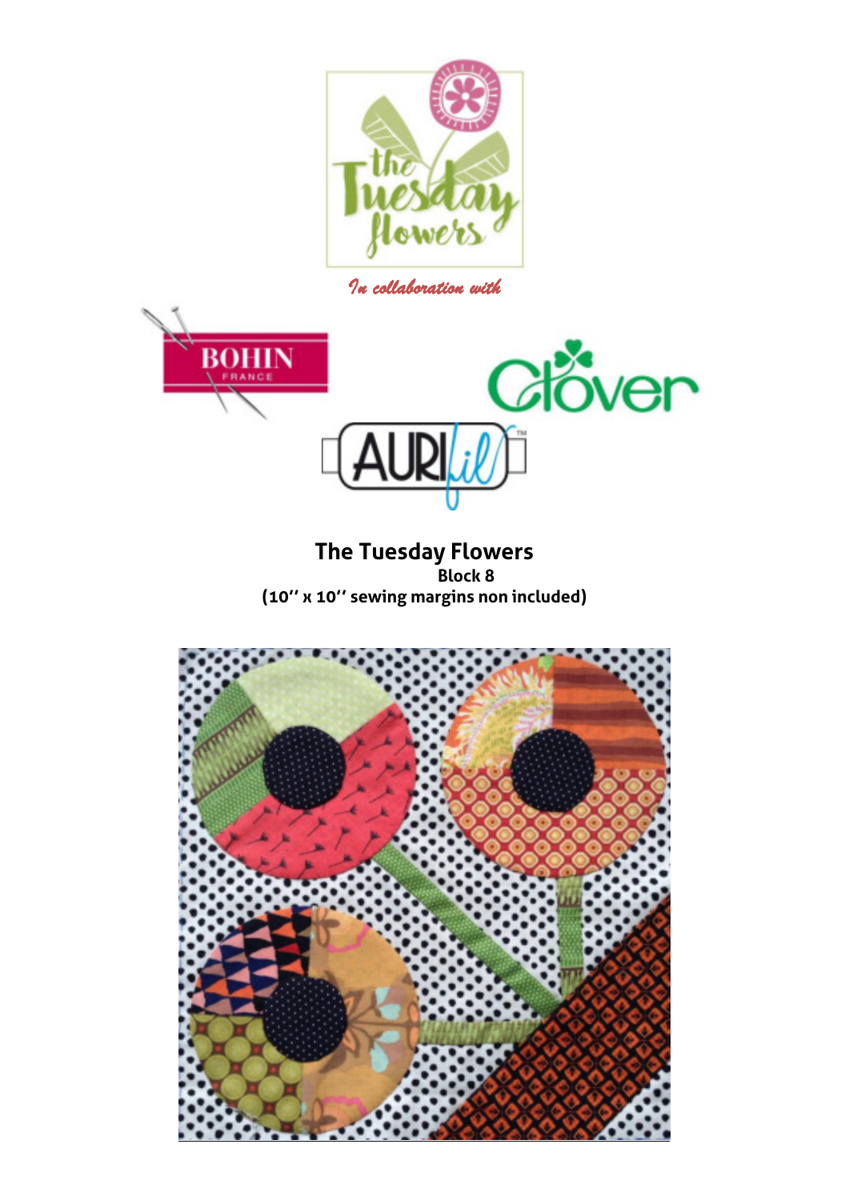*In collaboration with*

# The Tuesday Flowers

**Block 8**

**(10'' x 10'' sewing margins non included)**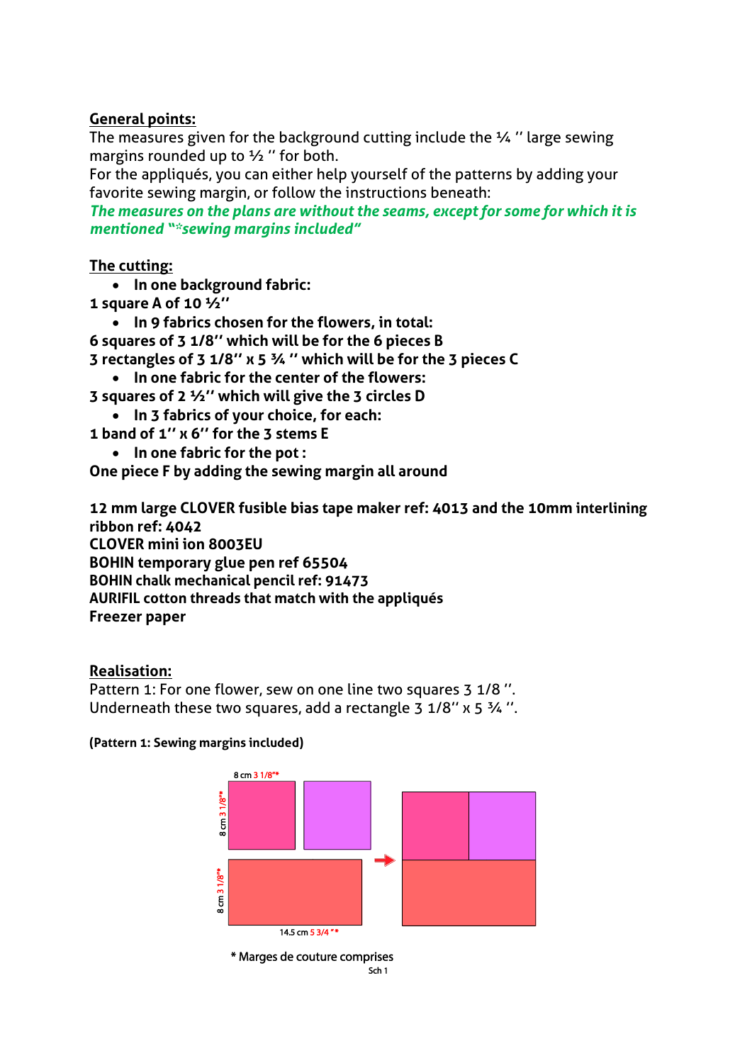**General points:**

The measures given for the background cutting include the ¼ '' large sewing margins rounded up to ½ '' for both.
For the appliqués, you can either help yourself of the patterns by adding your favorite sewing margin, or follow the instructions beneath:
***The measures on the plans are without the seams, except for some for which it is mentioned "*sewing margins included"***

**The cutting:**

- **In one background fabric:**

**1 square A of 10 ½''**

- **In 9 fabrics chosen for the flowers, in total:**

**6 squares of 3 1/8'' which will be for the 6 pieces B**
**3 rectangles of 3 1/8'' x 5 ¾ '' which will be for the 3 pieces C**

- **In one fabric for the center of the flowers:**

**3 squares of 2 ½'' which will give the 3 circles D**

- **In 3 fabrics of your choice, for each:**

**1 band of 1'' x 6'' for the 3 stems E**

- **In one fabric for the pot :**

**One piece F by adding the sewing margin all around**

**12 mm large CLOVER fusible bias tape maker ref: 4013 and the 10mm interlining ribbon ref: 4042**
**CLOVER mini ion 8003EU**
**BOHIN temporary glue pen ref 65504**
**BOHIN chalk mechanical pencil ref: 91473**
**AURIFIL cotton threads that match with the appliqués**
**Freezer paper**

**Realisation:**

Pattern 1: For one flower, sew on one line two squares 3 1/8 ''.
Underneath these two squares, add a rectangle 3 1/8'' x 5 ¾ ''.

**(Pattern 1: Sewing margins included)**

8 cm 3 1/8"*

8 cm 3 1/8"*

8 cm 3 1/8"*

14.5 cm 5 3/4"*

* Marges de couture comprises

Sch 1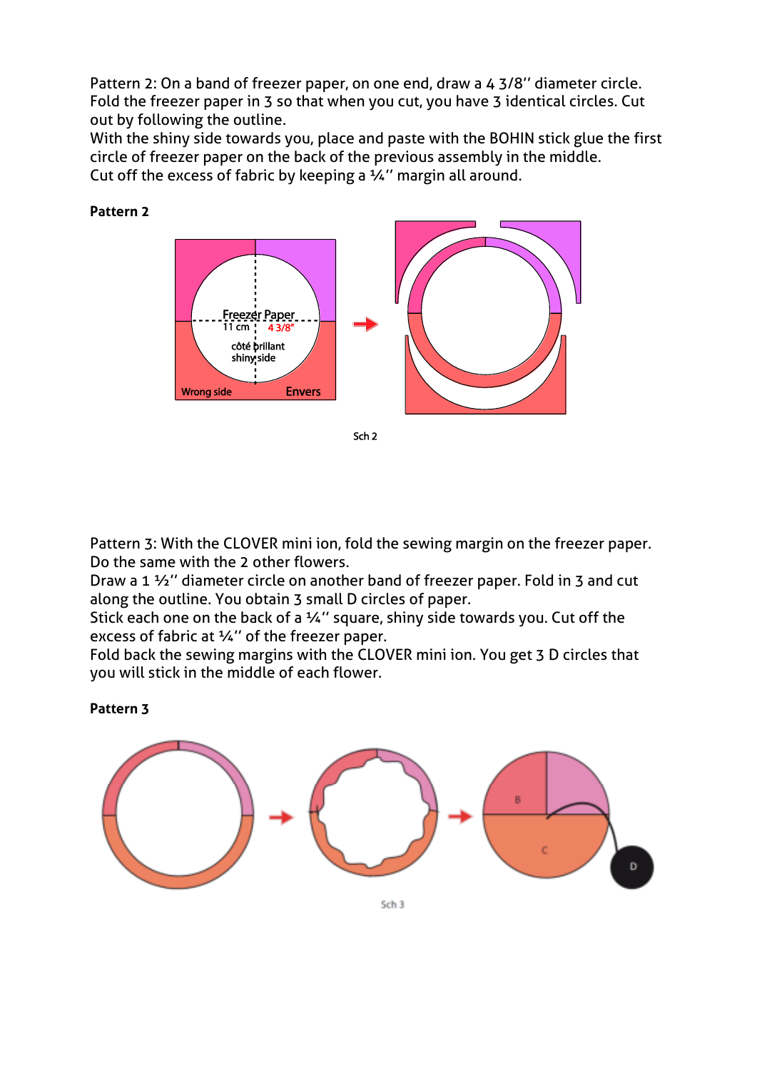Pattern 2: On a band of freezer paper, on one end, draw a 4 3/8'' diameter circle. Fold the freezer paper in 3 so that when you cut, you have 3 identical circles. Cut out by following the outline.
With the shiny side towards you, place and paste with the BOHIN stick glue the first circle of freezer paper on the back of the previous assembly in the middle.
Cut off the excess of fabric by keeping a ¼'' margin all around.

**Pattern 2**

Freezer Paper
11 cm 4 3/8''
côté brillant
shiny side
Wrong side Envers

Sch 2

Pattern 3: With the CLOVER mini ion, fold the sewing margin on the freezer paper. Do the same with the 2 other flowers.
Draw a 1 ½'' diameter circle on another band of freezer paper. Fold in 3 and cut along the outline. You obtain 3 small D circles of paper.
Stick each one on the back of a ¼'' square, shiny side towards you. Cut off the excess of fabric at ¼'' of the freezer paper.
Fold back the sewing margins with the CLOVER mini ion. You get 3 D circles that you will stick in the middle of each flower.

**Pattern 3**

B C D

Sch 3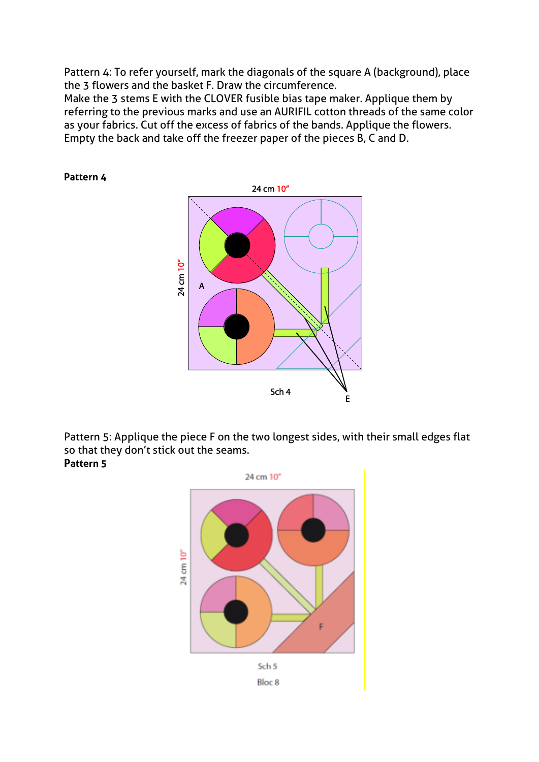Pattern 4: To refer yourself, mark the diagonals of the square A (background), place the 3 flowers and the basket F. Draw the circumference.
Make the 3 stems E with the CLOVER fusible bias tape maker. Applique them by referring to the previous marks and use an AURIFIL cotton threads of the same color as your fabrics. Cut off the excess of fabrics of the bands. Applique the flowers. Empty the back and take off the freezer paper of the pieces B, C and D.

**Pattern 4**

24 cm 10"

24 cm 10"

A

E

Sch 4

Pattern 5: Applique the piece F on the two longest sides, with their small edges flat so that they don't stick out the seams.

**Pattern 5**

24 cm 10"

24 cm 10"

F

Sch 5

Bloc 8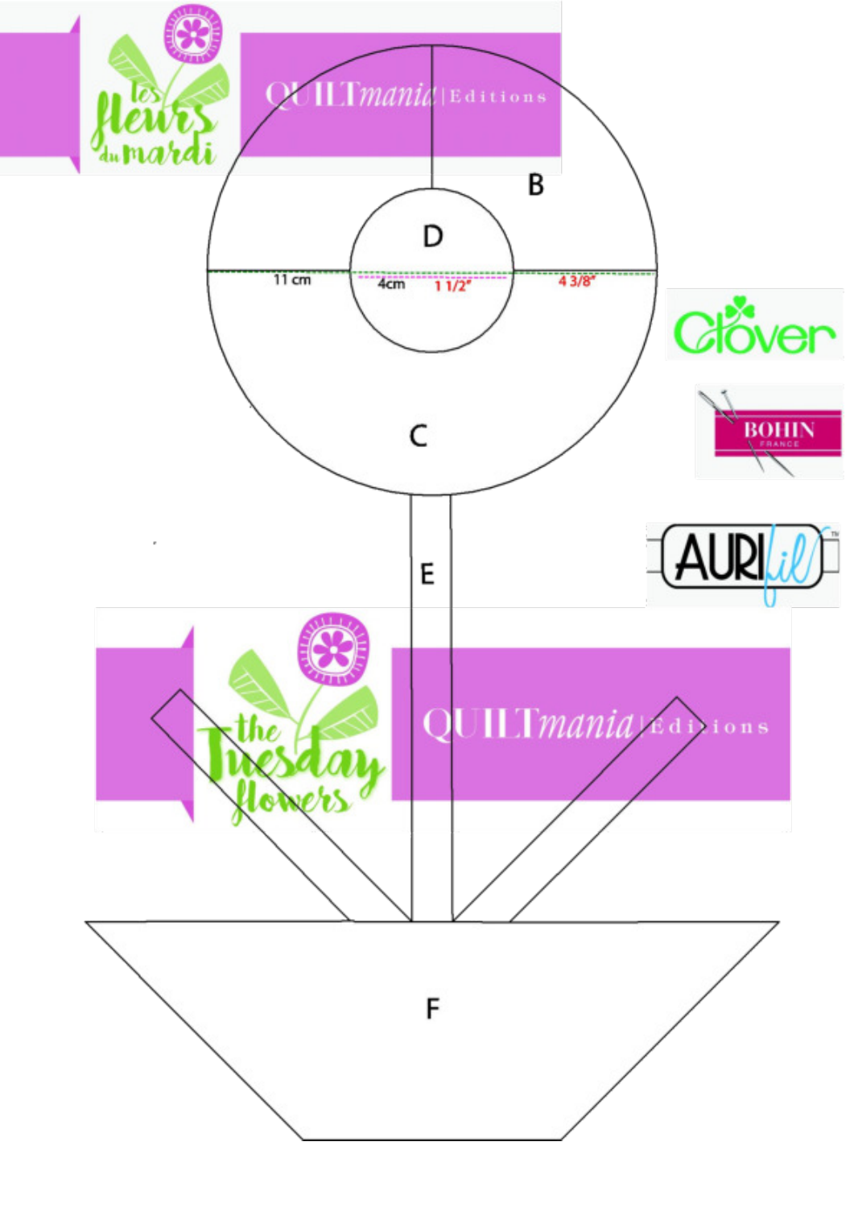les fleurs du mardi

QUILTmania | Editions

B

D

11 cm

4cm

1 1/2"

4 3/8"

C

Clover

BOHIN FRANCE

AURifil

E

the Tuesday flowers

QUILTmania | Editions

F